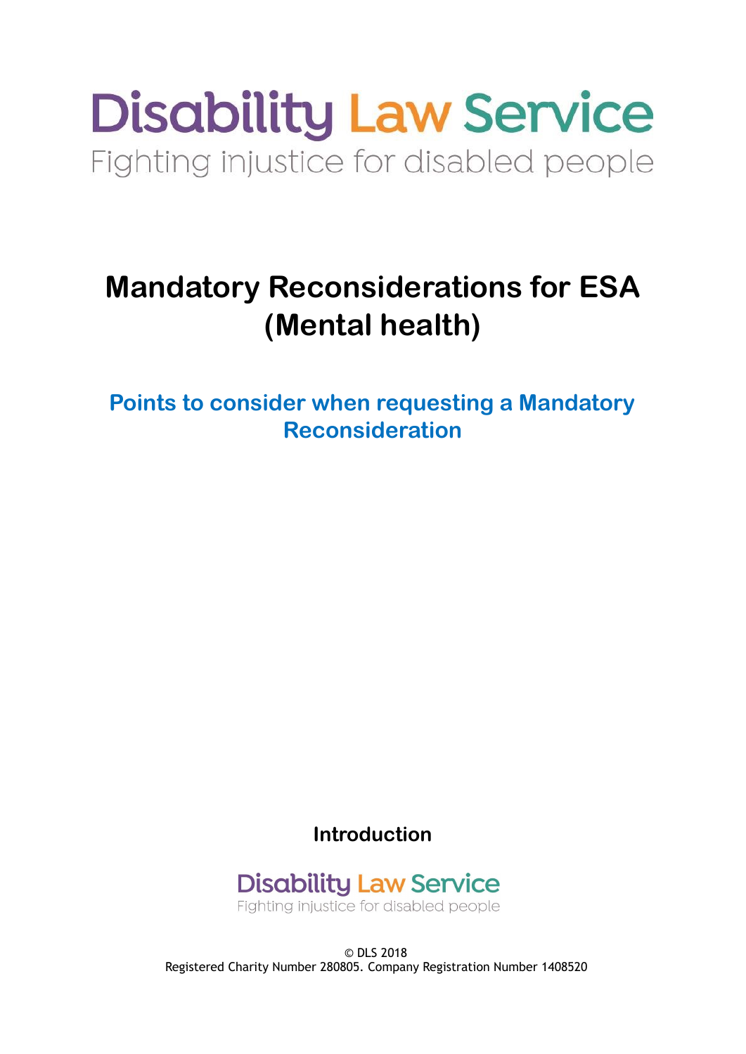Disability Law Service

Fighting injustice for disabled people

# Mandatory Reconsiderations for ESA (Mental health)

## Points to consider when requesting a Mandatory Reconsideration

**Introduction**

Disability Law Service

Fighting injustice for disabled people

© DLS 2018
Registered Charity Number 280805. Company Registration Number 1408520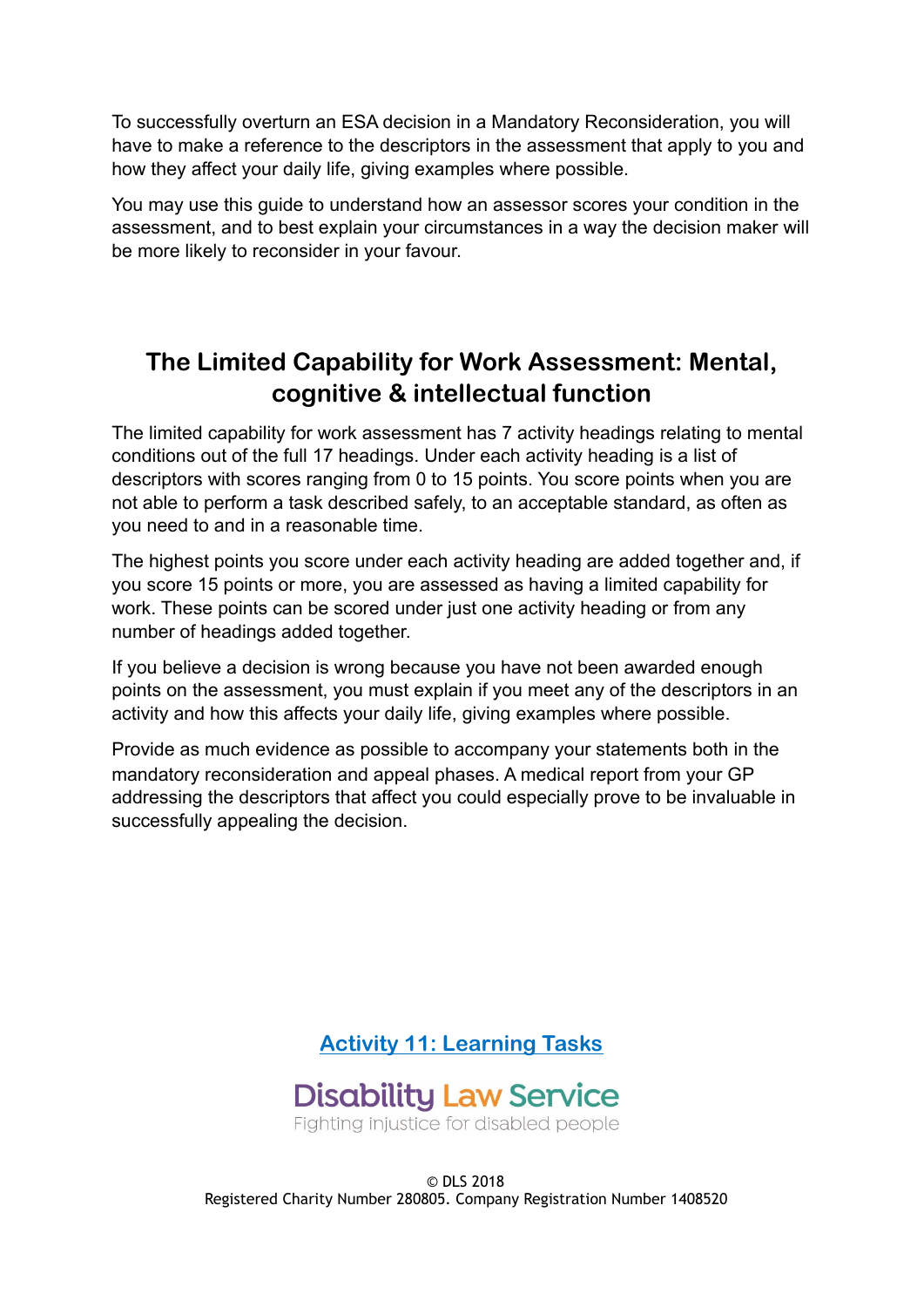To successfully overturn an ESA decision in a Mandatory Reconsideration, you will have to make a reference to the descriptors in the assessment that apply to you and how they affect your daily life, giving examples where possible.

You may use this guide to understand how an assessor scores your condition in the assessment, and to best explain your circumstances in a way the decision maker will be more likely to reconsider in your favour.

## The Limited Capability for Work Assessment: Mental, cognitive & intellectual function

The limited capability for work assessment has 7 activity headings relating to mental conditions out of the full 17 headings. Under each activity heading is a list of descriptors with scores ranging from 0 to 15 points. You score points when you are not able to perform a task described safely, to an acceptable standard, as often as you need to and in a reasonable time.

The highest points you score under each activity heading are added together and, if you score 15 points or more, you are assessed as having a limited capability for work. These points can be scored under just one activity heading or from any number of headings added together.

If you believe a decision is wrong because you have not been awarded enough points on the assessment, you must explain if you meet any of the descriptors in an activity and how this affects your daily life, giving examples where possible.

Provide as much evidence as possible to accompany your statements both in the mandatory reconsideration and appeal phases. A medical report from your GP addressing the descriptors that affect you could especially prove to be invaluable in successfully appealing the decision.

**Activity 11: Learning Tasks**

Disability Law Service
Fighting injustice for disabled people

© DLS 2018
Registered Charity Number 280805. Company Registration Number 1408520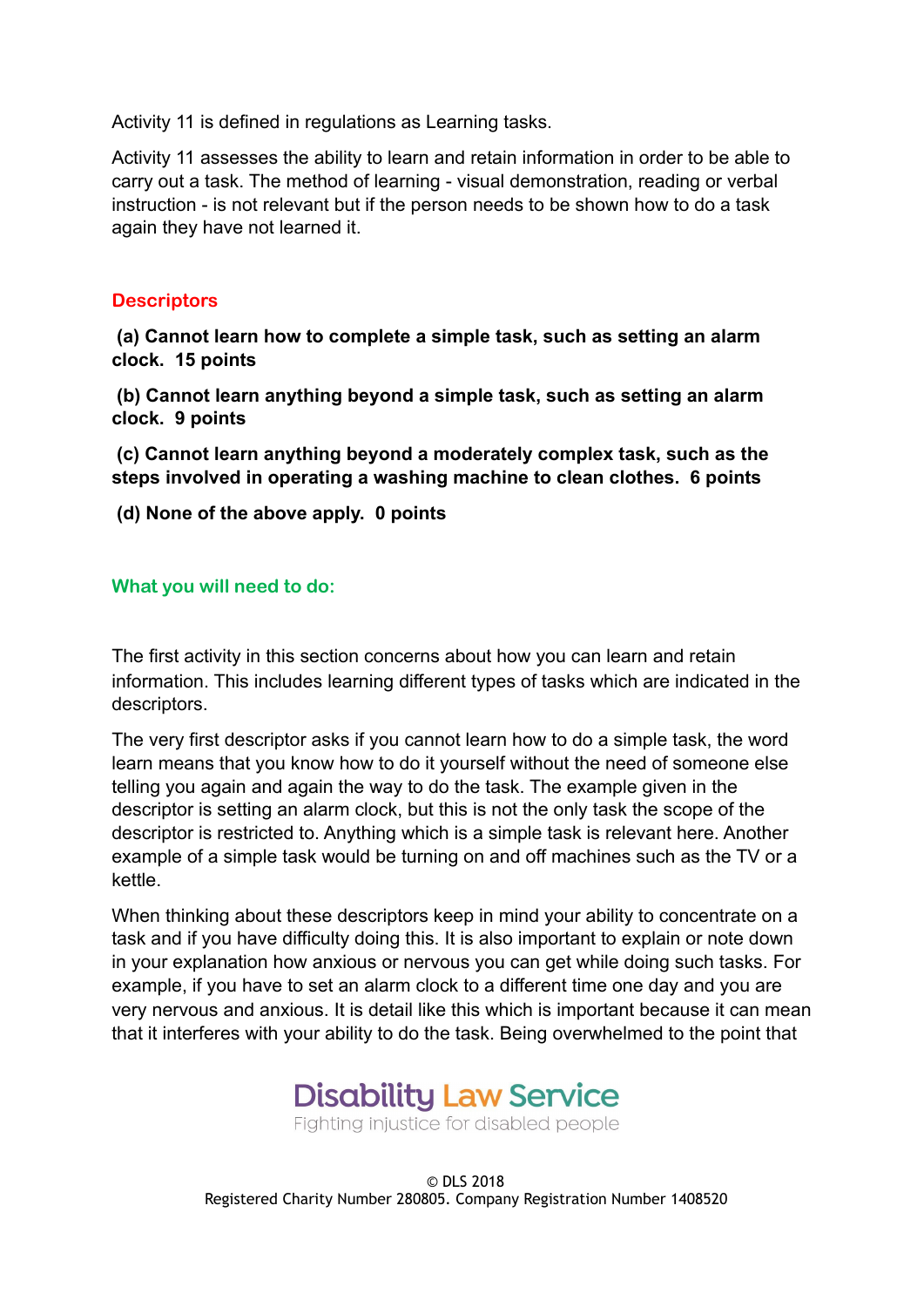Activity 11 is defined in regulations as Learning tasks.

Activity 11 assesses the ability to learn and retain information in order to be able to carry out a task. The method of learning - visual demonstration, reading or verbal instruction - is not relevant but if the person needs to be shown how to do a task again they have not learned it.

### Descriptors

**(a) Cannot learn how to complete a simple task, such as setting an alarm clock. 15 points**

**(b) Cannot learn anything beyond a simple task, such as setting an alarm clock. 9 points**

**(c) Cannot learn anything beyond a moderately complex task, such as the steps involved in operating a washing machine to clean clothes. 6 points**

**(d) None of the above apply. 0 points**

### What you will need to do:

The first activity in this section concerns about how you can learn and retain information. This includes learning different types of tasks which are indicated in the descriptors.

The very first descriptor asks if you cannot learn how to do a simple task, the word learn means that you know how to do it yourself without the need of someone else telling you again and again the way to do the task. The example given in the descriptor is setting an alarm clock, but this is not the only task the scope of the descriptor is restricted to. Anything which is a simple task is relevant here. Another example of a simple task would be turning on and off machines such as the TV or a kettle.

When thinking about these descriptors keep in mind your ability to concentrate on a task and if you have difficulty doing this. It is also important to explain or note down in your explanation how anxious or nervous you can get while doing such tasks. For example, if you have to set an alarm clock to a different time one day and you are very nervous and anxious. It is detail like this which is important because it can mean that it interferes with your ability to do the task. Being overwhelmed to the point that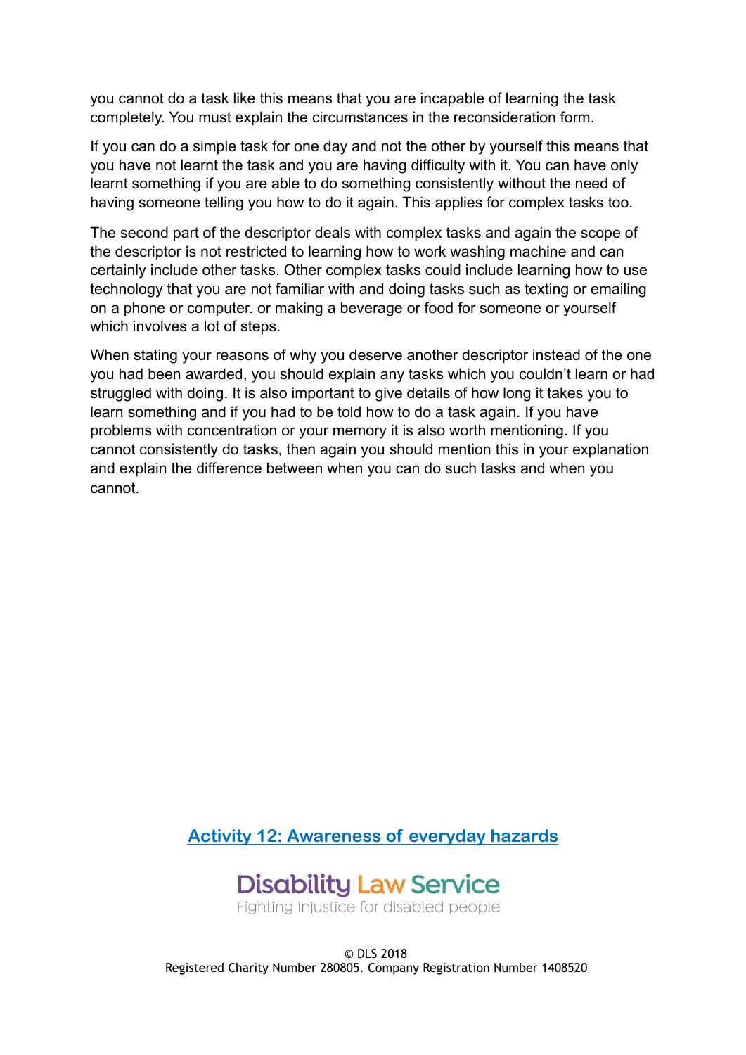you cannot do a task like this means that you are incapable of learning the task completely. You must explain the circumstances in the reconsideration form.

If you can do a simple task for one day and not the other by yourself this means that you have not learnt the task and you are having difficulty with it. You can have only learnt something if you are able to do something consistently without the need of having someone telling you how to do it again. This applies for complex tasks too.

The second part of the descriptor deals with complex tasks and again the scope of the descriptor is not restricted to learning how to work washing machine and can certainly include other tasks. Other complex tasks could include learning how to use technology that you are not familiar with and doing tasks such as texting or emailing on a phone or computer. or making a beverage or food for someone or yourself which involves a lot of steps.

When stating your reasons of why you deserve another descriptor instead of the one you had been awarded, you should explain any tasks which you couldn't learn or had struggled with doing. It is also important to give details of how long it takes you to learn something and if you had to be told how to do a task again. If you have problems with concentration or your memory it is also worth mentioning. If you cannot consistently do tasks, then again you should mention this in your explanation and explain the difference between when you can do such tasks and when you cannot.

[Activity 12: Awareness of everyday hazards]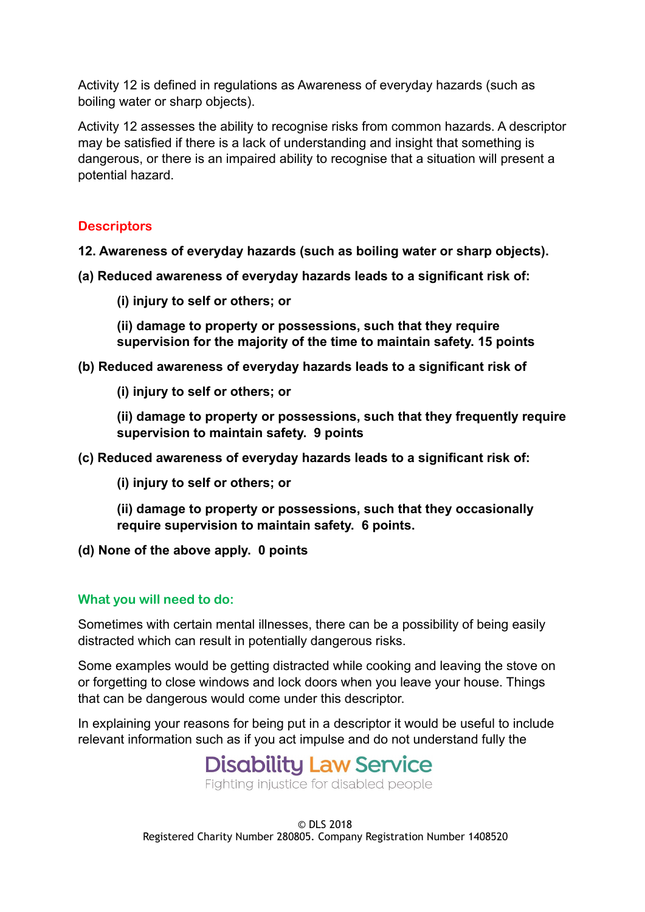Activity 12 is defined in regulations as Awareness of everyday hazards (such as boiling water or sharp objects).

Activity 12 assesses the ability to recognise risks from common hazards. A descriptor may be satisfied if there is a lack of understanding and insight that something is dangerous, or there is an impaired ability to recognise that a situation will present a potential hazard.

## Descriptors

**12. Awareness of everyday hazards (such as boiling water or sharp objects).**

**(a) Reduced awareness of everyday hazards leads to a significant risk of:**

> **(i) injury to self or others; or**
>
> **(ii) damage to property or possessions, such that they require supervision for the majority of the time to maintain safety. 15 points**

**(b) Reduced awareness of everyday hazards leads to a significant risk of**

> **(i) injury to self or others; or**
>
> **(ii) damage to property or possessions, such that they frequently require supervision to maintain safety. 9 points**

**(c) Reduced awareness of everyday hazards leads to a significant risk of:**

> **(i) injury to self or others; or**
>
> **(ii) damage to property or possessions, such that they occasionally require supervision to maintain safety. 6 points.**

**(d) None of the above apply. 0 points**

## What you will need to do:

Sometimes with certain mental illnesses, there can be a possibility of being easily distracted which can result in potentially dangerous risks.

Some examples would be getting distracted while cooking and leaving the stove on or forgetting to close windows and lock doors when you leave your house. Things that can be dangerous would come under this descriptor.

In explaining your reasons for being put in a descriptor it would be useful to include relevant information such as if you act impulse and do not understand fully the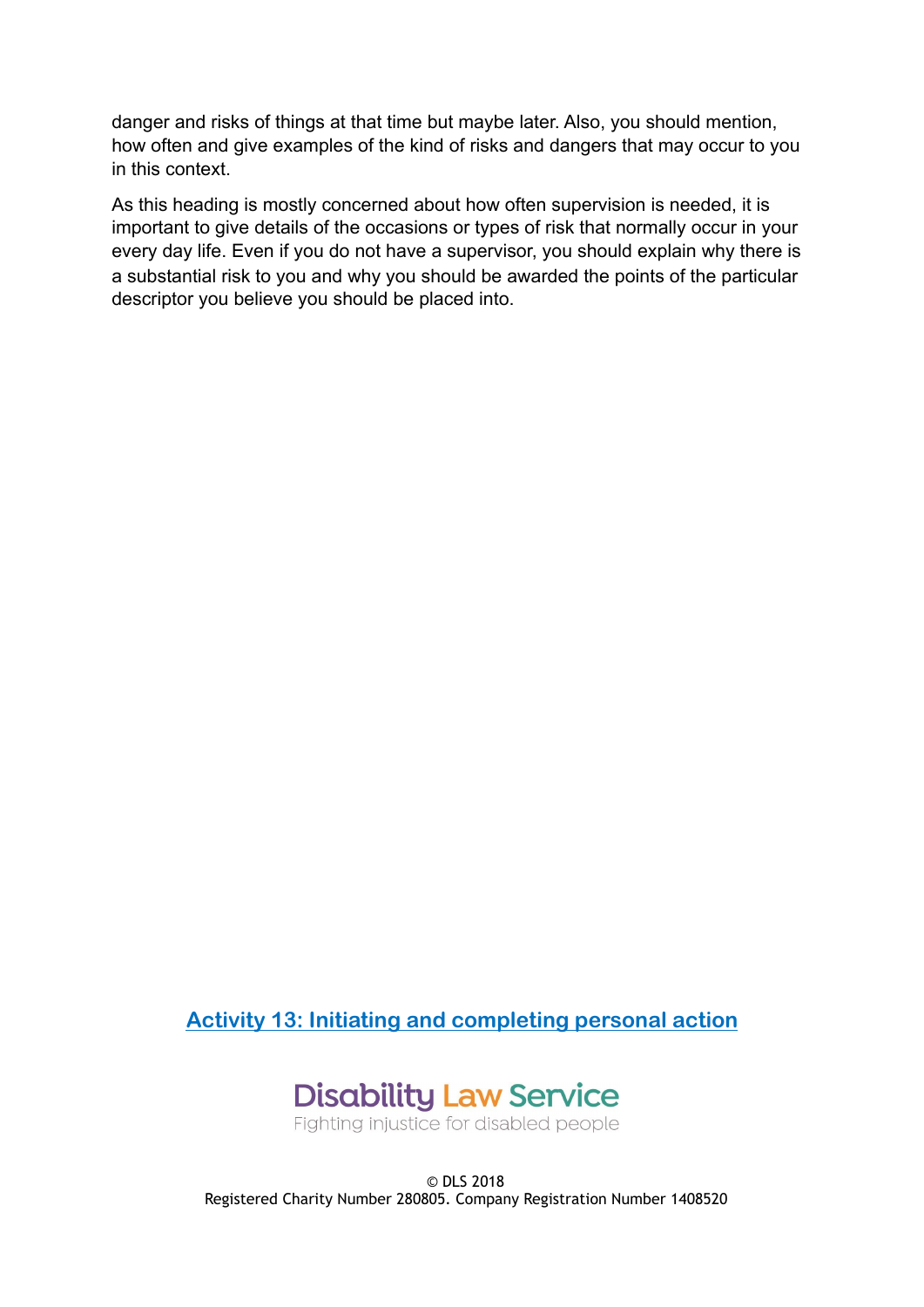danger and risks of things at that time but maybe later. Also, you should mention, how often and give examples of the kind of risks and dangers that may occur to you in this context.

As this heading is mostly concerned about how often supervision is needed, it is important to give details of the occasions or types of risk that normally occur in your every day life. Even if you do not have a supervisor, you should explain why there is a substantial risk to you and why you should be awarded the points of the particular descriptor you believe you should be placed into.

[Activity 13: Initiating and completing personal action]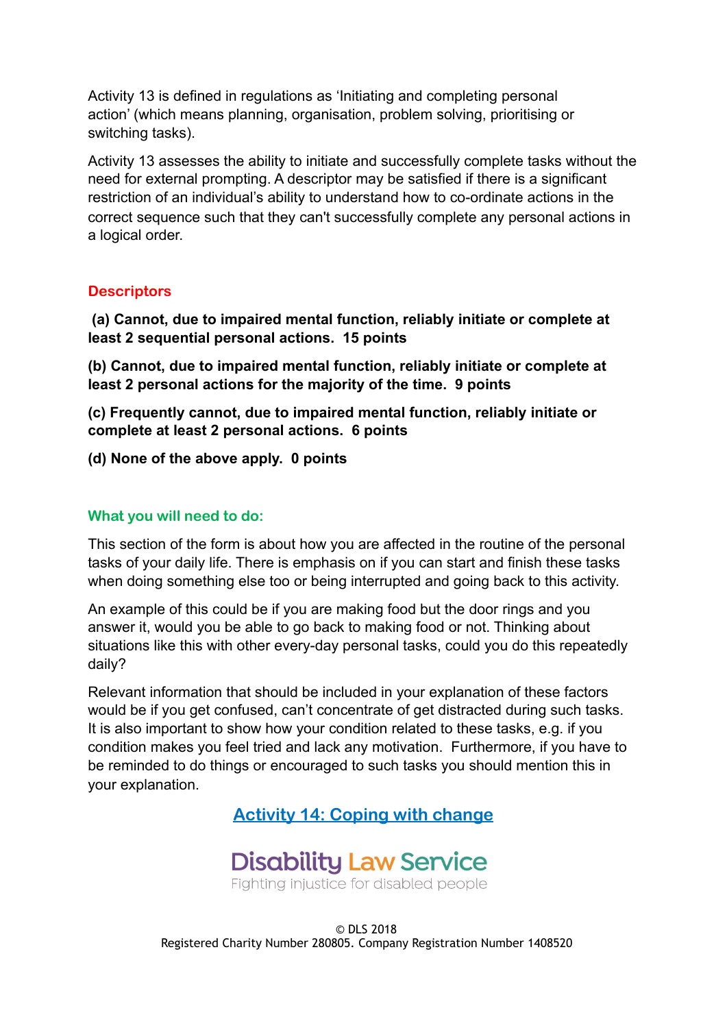Activity 13 is defined in regulations as 'Initiating and completing personal action' (which means planning, organisation, problem solving, prioritising or switching tasks).

Activity 13 assesses the ability to initiate and successfully complete tasks without the need for external prompting. A descriptor may be satisfied if there is a significant restriction of an individual's ability to understand how to co-ordinate actions in the correct sequence such that they can't successfully complete any personal actions in a logical order.

## Descriptors

**(a) Cannot, due to impaired mental function, reliably initiate or complete at least 2 sequential personal actions. 15 points**

**(b) Cannot, due to impaired mental function, reliably initiate or complete at least 2 personal actions for the majority of the time. 9 points**

**(c) Frequently cannot, due to impaired mental function, reliably initiate or complete at least 2 personal actions. 6 points**

**(d) None of the above apply. 0 points**

## What you will need to do:

This section of the form is about how you are affected in the routine of the personal tasks of your daily life. There is emphasis on if you can start and finish these tasks when doing something else too or being interrupted and going back to this activity.

An example of this could be if you are making food but the door rings and you answer it, would you be able to go back to making food or not. Thinking about situations like this with other every-day personal tasks, could you do this repeatedly daily?

Relevant information that should be included in your explanation of these factors would be if you get confused, can't concentrate of get distracted during such tasks. It is also important to show how your condition related to these tasks, e.g. if you condition makes you feel tried and lack any motivation. Furthermore, if you have to be reminded to do things or encouraged to such tasks you should mention this in your explanation.

Activity 14: Coping with change

Disability Law Service
Fighting injustice for disabled people

© DLS 2018
Registered Charity Number 280805. Company Registration Number 1408520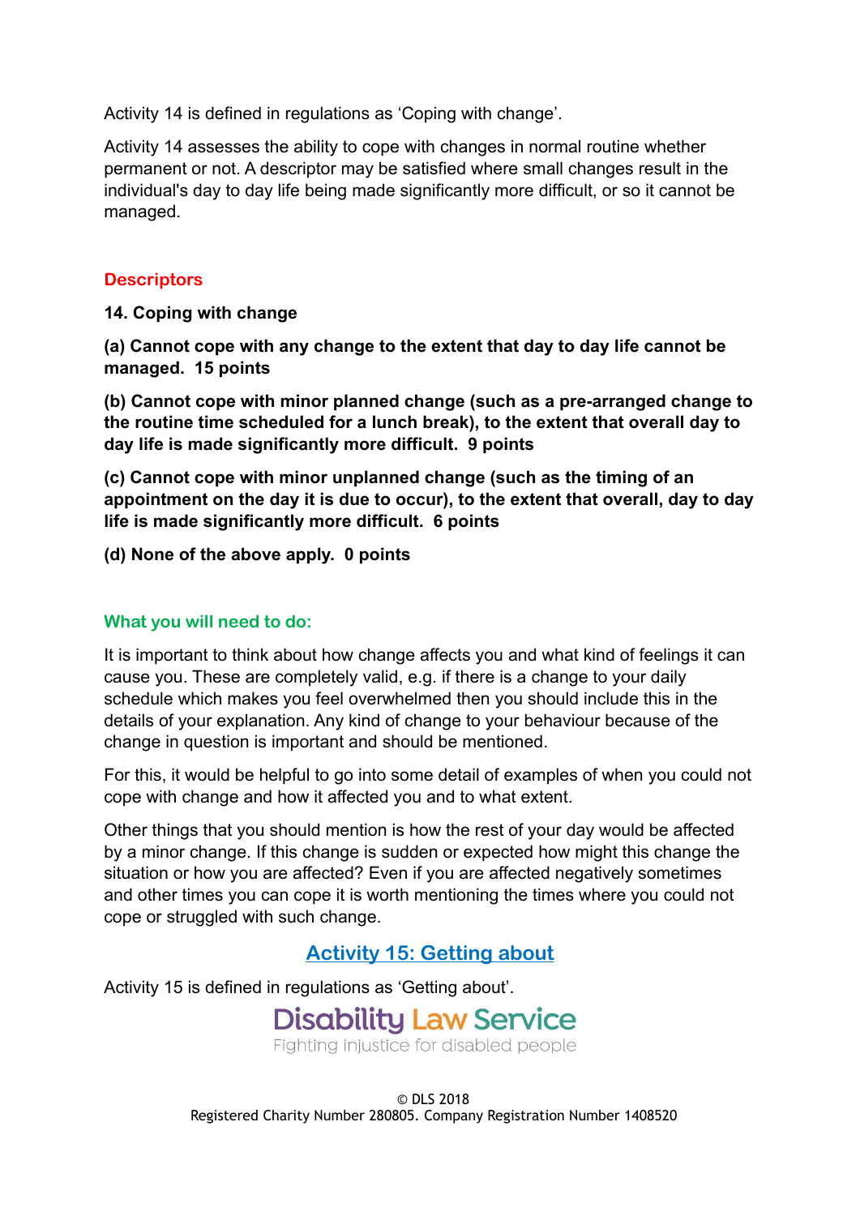Activity 14 is defined in regulations as 'Coping with change'.

Activity 14 assesses the ability to cope with changes in normal routine whether permanent or not. A descriptor may be satisfied where small changes result in the individual's day to day life being made significantly more difficult, or so it cannot be managed.

### Descriptors

**14. Coping with change**

**(a) Cannot cope with any change to the extent that day to day life cannot be managed. 15 points**

**(b) Cannot cope with minor planned change (such as a pre-arranged change to the routine time scheduled for a lunch break), to the extent that overall day to day life is made significantly more difficult. 9 points**

**(c) Cannot cope with minor unplanned change (such as the timing of an appointment on the day it is due to occur), to the extent that overall, day to day life is made significantly more difficult. 6 points**

**(d) None of the above apply. 0 points**

### What you will need to do:

It is important to think about how change affects you and what kind of feelings it can cause you. These are completely valid, e.g. if there is a change to your daily schedule which makes you feel overwhelmed then you should include this in the details of your explanation. Any kind of change to your behaviour because of the change in question is important and should be mentioned.

For this, it would be helpful to go into some detail of examples of when you could not cope with change and how it affected you and to what extent.

Other things that you should mention is how the rest of your day would be affected by a minor change. If this change is sudden or expected how might this change the situation or how you are affected? Even if you are affected negatively sometimes and other times you can cope it is worth mentioning the times where you could not cope or struggled with such change.

## Activity 15: Getting about

Activity 15 is defined in regulations as 'Getting about'.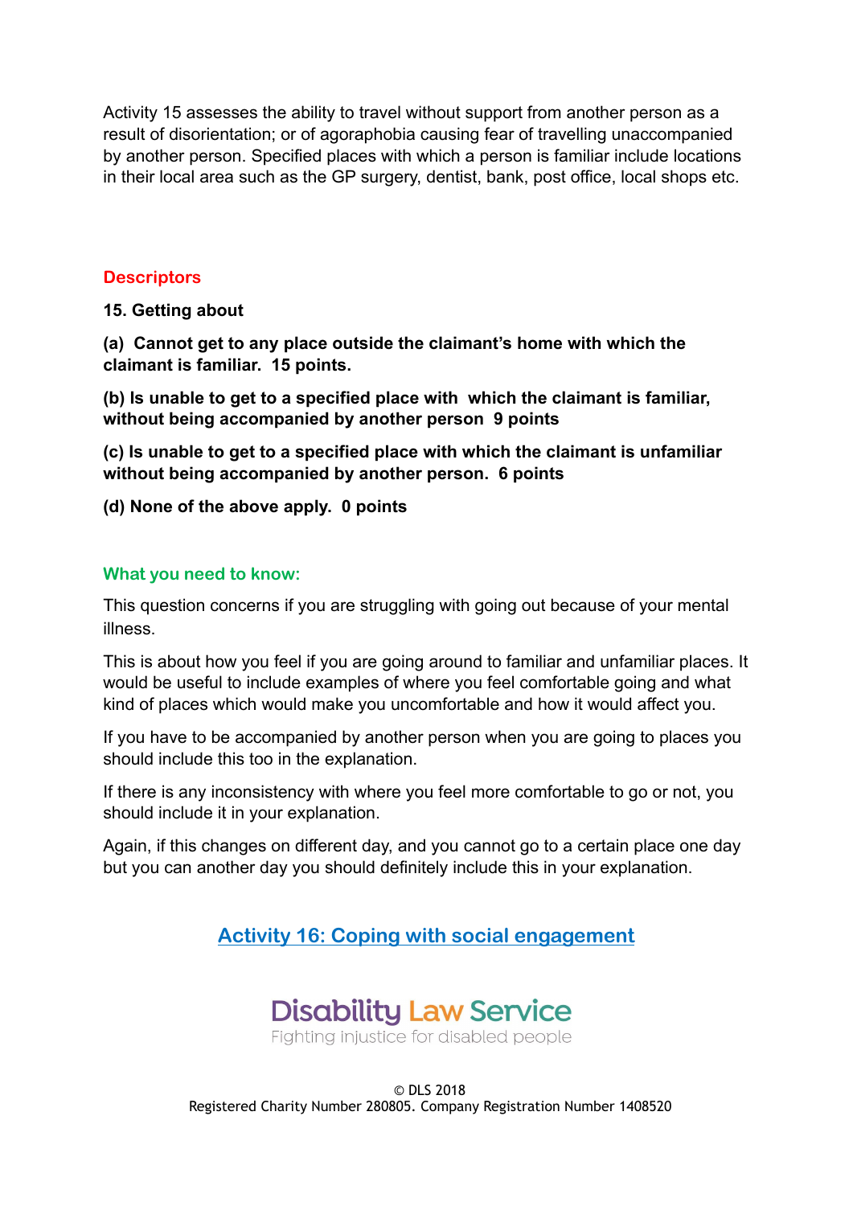Activity 15 assesses the ability to travel without support from another person as a result of disorientation; or of agoraphobia causing fear of travelling unaccompanied by another person. Specified places with which a person is familiar include locations in their local area such as the GP surgery, dentist, bank, post office, local shops etc.

### Descriptors

**15. Getting about**

**(a) Cannot get to any place outside the claimant's home with which the claimant is familiar. 15 points.**

**(b) Is unable to get to a specified place with which the claimant is familiar, without being accompanied by another person 9 points**

**(c) Is unable to get to a specified place with which the claimant is unfamiliar without being accompanied by another person. 6 points**

**(d) None of the above apply. 0 points**

### What you need to know:

This question concerns if you are struggling with going out because of your mental illness.

This is about how you feel if you are going around to familiar and unfamiliar places. It would be useful to include examples of where you feel comfortable going and what kind of places which would make you uncomfortable and how it would affect you.

If you have to be accompanied by another person when you are going to places you should include this too in the explanation.

If there is any inconsistency with where you feel more comfortable to go or not, you should include it in your explanation.

Again, if this changes on different day, and you cannot go to a certain place one day but you can another day you should definitely include this in your explanation.

## Activity 16: Coping with social engagement

Disability Law Service
Fighting injustice for disabled people

© DLS 2018
Registered Charity Number 280805. Company Registration Number 1408520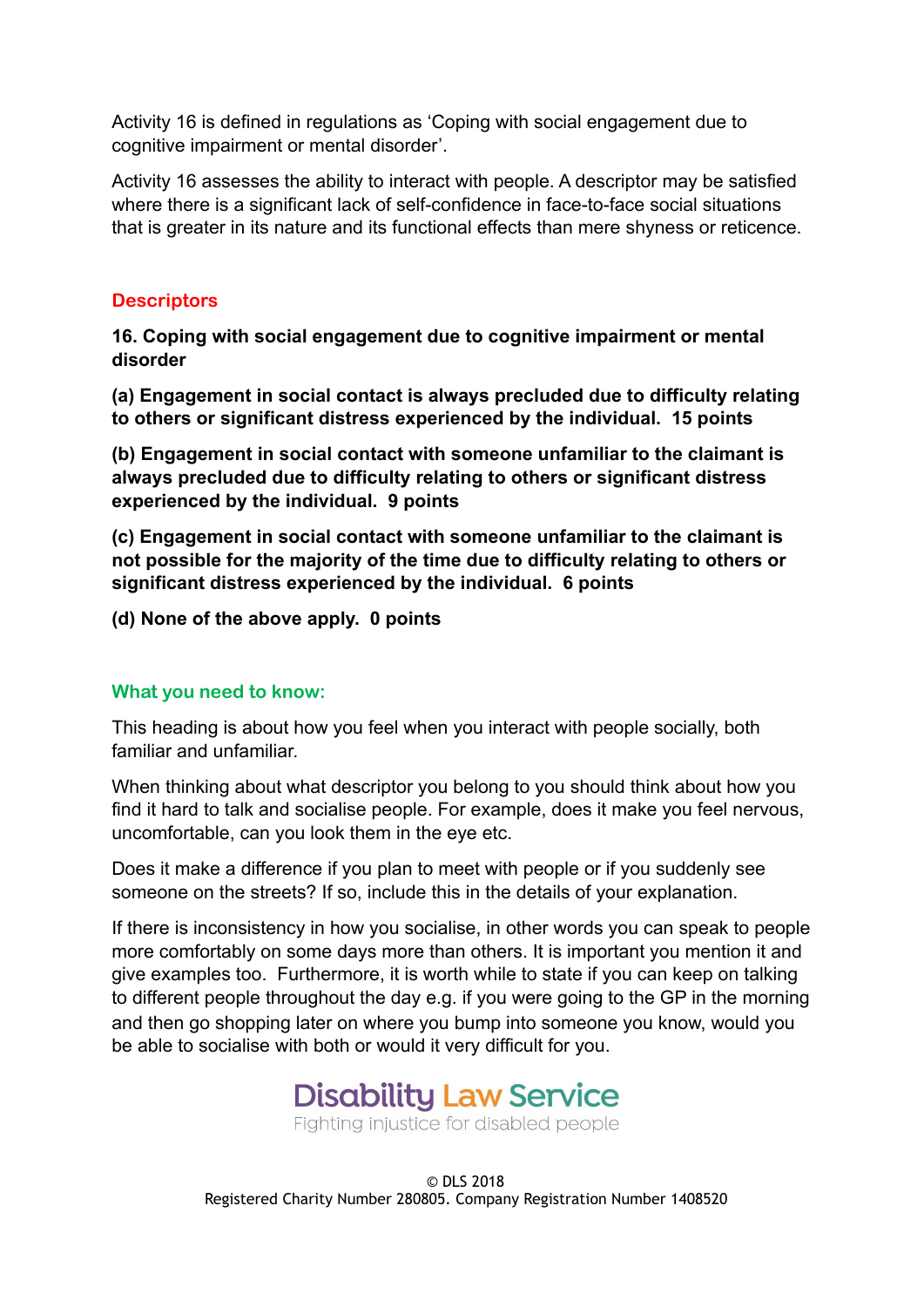Activity 16 is defined in regulations as ‘Coping with social engagement due to cognitive impairment or mental disorder’.

Activity 16 assesses the ability to interact with people. A descriptor may be satisfied where there is a significant lack of self-confidence in face-to-face social situations that is greater in its nature and its functional effects than mere shyness or reticence.

## Descriptors

**16. Coping with social engagement due to cognitive impairment or mental disorder**

**(a) Engagement in social contact is always precluded due to difficulty relating to others or significant distress experienced by the individual. 15 points**

**(b) Engagement in social contact with someone unfamiliar to the claimant is always precluded due to difficulty relating to others or significant distress experienced by the individual. 9 points**

**(c) Engagement in social contact with someone unfamiliar to the claimant is not possible for the majority of the time due to difficulty relating to others or significant distress experienced by the individual. 6 points**

**(d) None of the above apply. 0 points**

## What you need to know:

This heading is about how you feel when you interact with people socially, both familiar and unfamiliar.

When thinking about what descriptor you belong to you should think about how you find it hard to talk and socialise people. For example, does it make you feel nervous, uncomfortable, can you look them in the eye etc.

Does it make a difference if you plan to meet with people or if you suddenly see someone on the streets? If so, include this in the details of your explanation.

If there is inconsistency in how you socialise, in other words you can speak to people more comfortably on some days more than others. It is important you mention it and give examples too. Furthermore, it is worth while to state if you can keep on talking to different people throughout the day e.g. if you were going to the GP in the morning and then go shopping later on where you bump into someone you know, would you be able to socialise with both or would it very difficult for you.

Disability Law Service
Fighting injustice for disabled people

© DLS 2018
Registered Charity Number 280805. Company Registration Number 1408520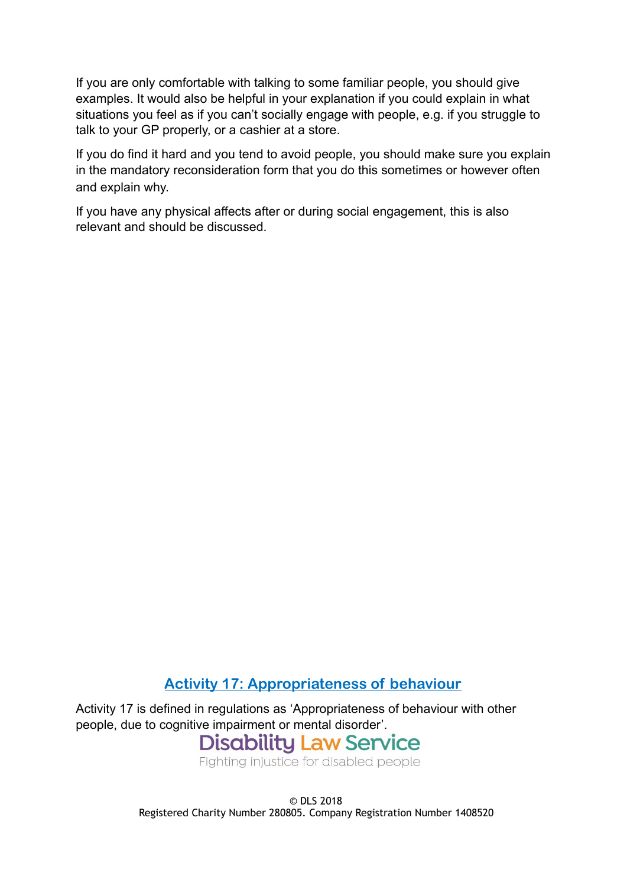If you are only comfortable with talking to some familiar people, you should give examples. It would also be helpful in your explanation if you could explain in what situations you feel as if you can't socially engage with people, e.g. if you struggle to talk to your GP properly, or a cashier at a store.

If you do find it hard and you tend to avoid people, you should make sure you explain in the mandatory reconsideration form that you do this sometimes or however often and explain why.

If you have any physical affects after or during social engagement, this is also relevant and should be discussed.

## Activity 17: Appropriateness of behaviour

Activity 17 is defined in regulations as 'Appropriateness of behaviour with other people, due to cognitive impairment or mental disorder'.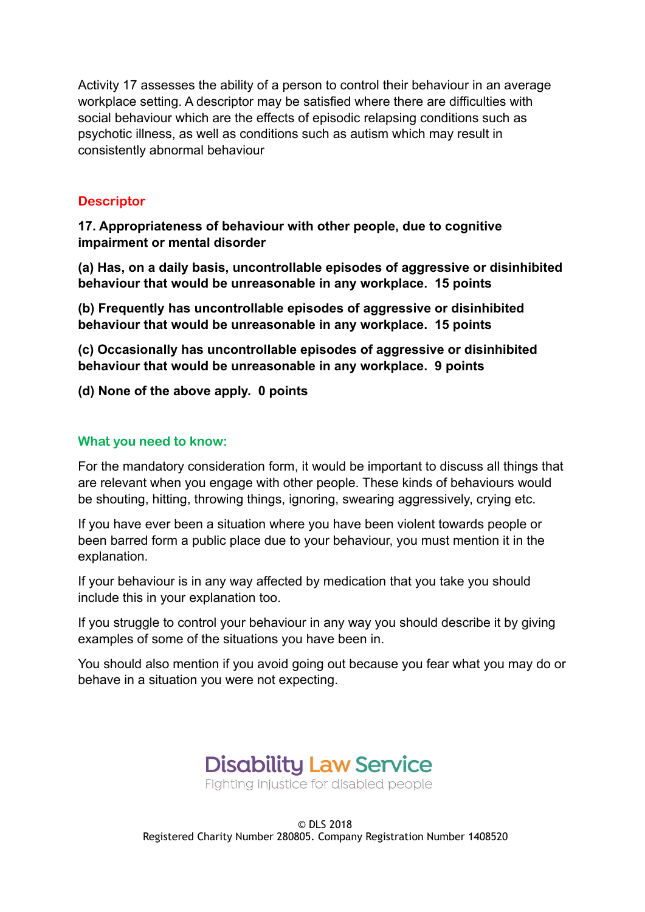Activity 17 assesses the ability of a person to control their behaviour in an average workplace setting. A descriptor may be satisfied where there are difficulties with social behaviour which are the effects of episodic relapsing conditions such as psychotic illness, as well as conditions such as autism which may result in consistently abnormal behaviour

## Descriptor

**17. Appropriateness of behaviour with other people, due to cognitive impairment or mental disorder**

**(a) Has, on a daily basis, uncontrollable episodes of aggressive or disinhibited behaviour that would be unreasonable in any workplace. 15 points**

**(b) Frequently has uncontrollable episodes of aggressive or disinhibited behaviour that would be unreasonable in any workplace. 15 points**

**(c) Occasionally has uncontrollable episodes of aggressive or disinhibited behaviour that would be unreasonable in any workplace. 9 points**

**(d) None of the above apply. 0 points**

## What you need to know:

For the mandatory consideration form, it would be important to discuss all things that are relevant when you engage with other people. These kinds of behaviours would be shouting, hitting, throwing things, ignoring, swearing aggressively, crying etc.

If you have ever been a situation where you have been violent towards people or been barred form a public place due to your behaviour, you must mention it in the explanation.

If your behaviour is in any way affected by medication that you take you should include this in your explanation too.

If you struggle to control your behaviour in any way you should describe it by giving examples of some of the situations you have been in.

You should also mention if you avoid going out because you fear what you may do or behave in a situation you were not expecting.

Disability Law Service
Fighting injustice for disabled people

© DLS 2018
Registered Charity Number 280805. Company Registration Number 1408520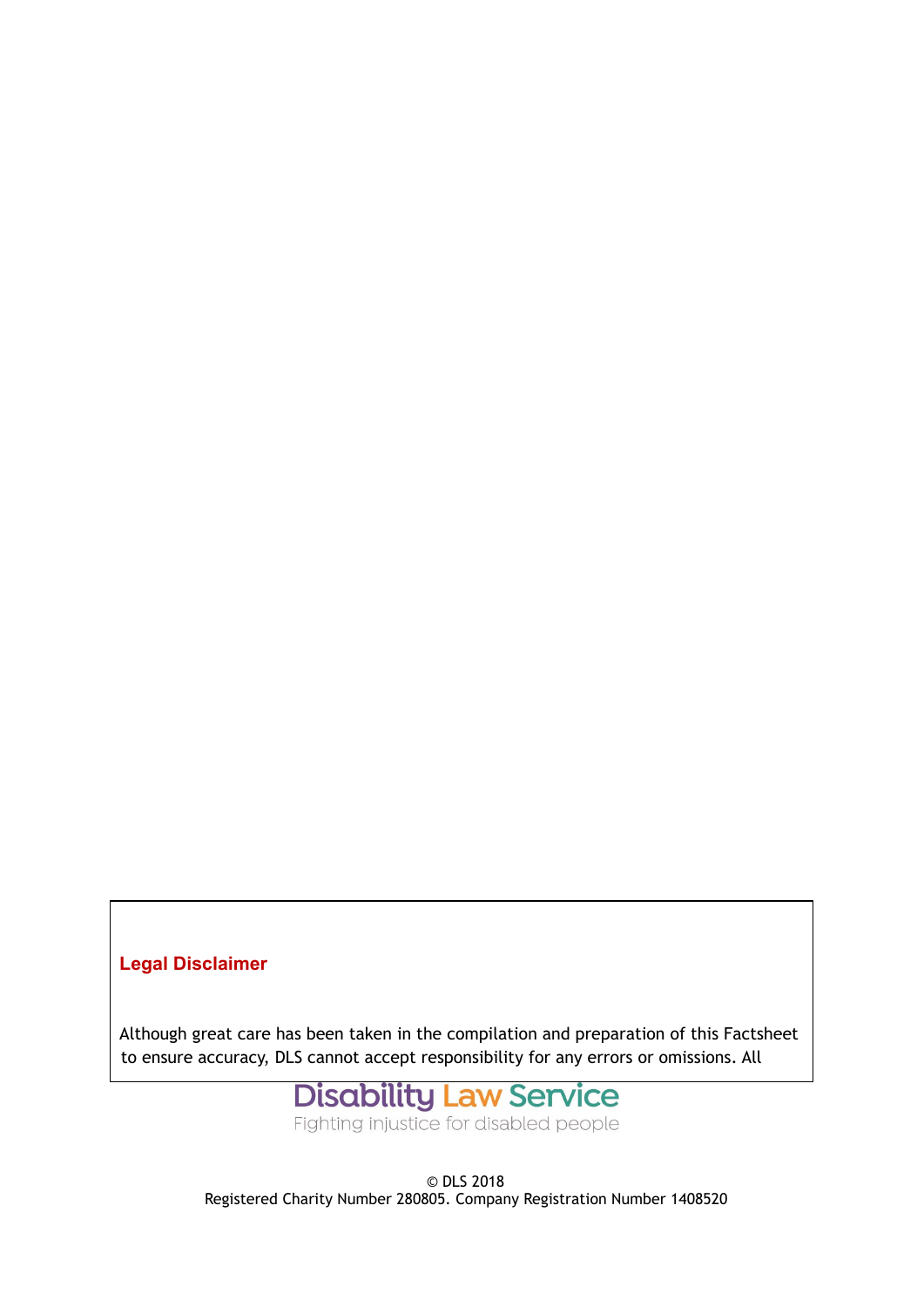## Legal Disclaimer

Although great care has been taken in the compilation and preparation of this Factsheet to ensure accuracy, DLS cannot accept responsibility for any errors or omissions. All

Disability Law Service
Fighting injustice for disabled people

© DLS 2018
Registered Charity Number 280805. Company Registration Number 1408520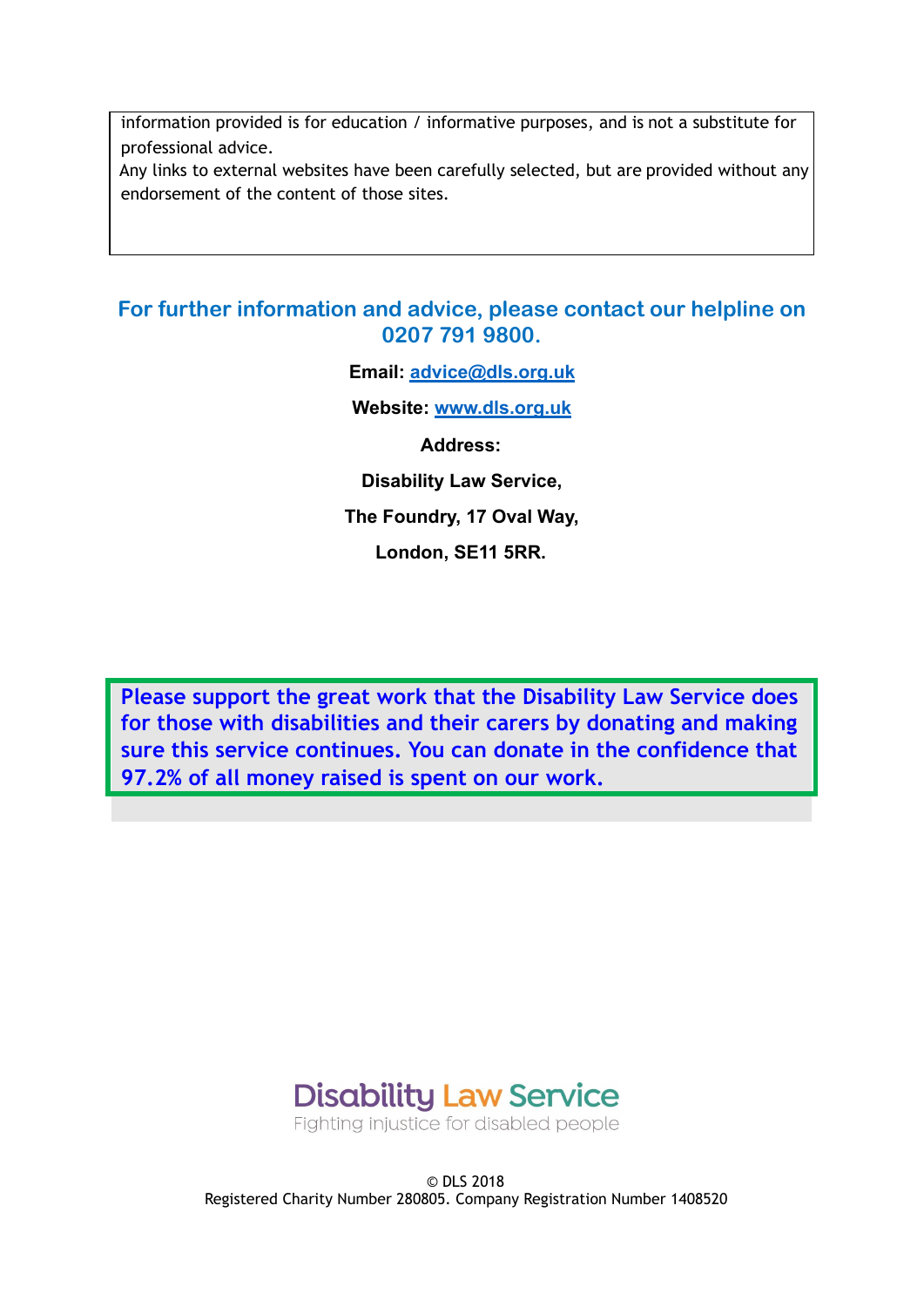information provided is for education / informative purposes, and is not a substitute for professional advice.

Any links to external websites have been carefully selected, but are provided without any endorsement of the content of those sites.

## For further information and advice, please contact our helpline on 0207 791 9800.

**Email: advice@dls.org.uk**

**Website: www.dls.org.uk**

**Address:**

**Disability Law Service,**

**The Foundry, 17 Oval Way,**

**London, SE11 5RR.**

**Please support the great work that the Disability Law Service does for those with disabilities and their carers by donating and making sure this service continues. You can donate in the confidence that 97.2% of all money raised is spent on our work.**

Disability Law Service

Fighting injustice for disabled people

© DLS 2018

Registered Charity Number 280805. Company Registration Number 1408520